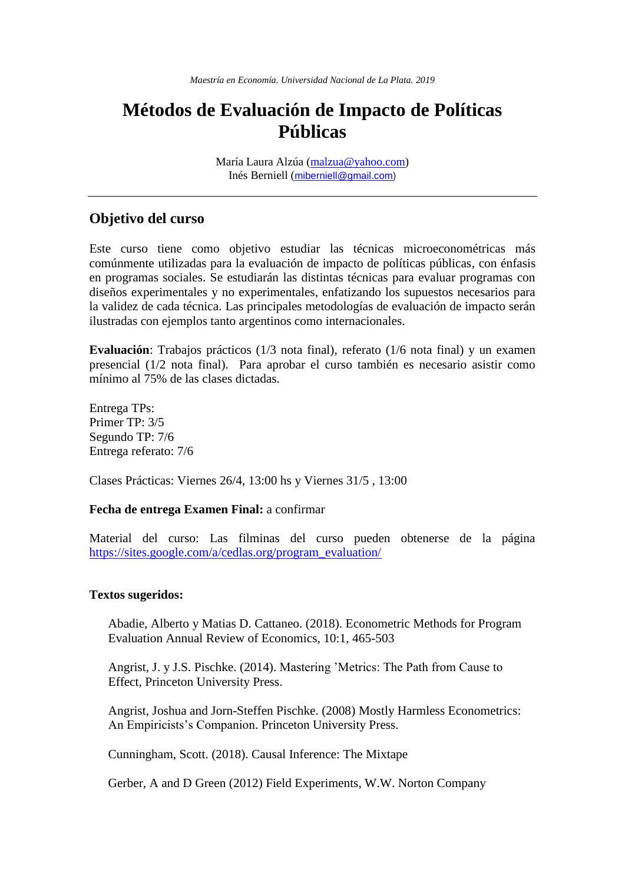*Maestría en Economía. Universidad Nacional de La Plata. 2019*

# Métodos de Evaluación de Impacto de Políticas Públicas

María Laura Alzúa (malzua@yahoo.com)
Inés Berniell (miberniell@gmail.com)

---

## Objetivo del curso

Este curso tiene como objetivo estudiar las técnicas microeconométricas más comúnmente utilizadas para la evaluación de impacto de políticas públicas, con énfasis en programas sociales. Se estudiarán las distintas técnicas para evaluar programas con diseños experimentales y no experimentales, enfatizando los supuestos necesarios para la validez de cada técnica. Las principales metodologías de evaluación de impacto serán ilustradas con ejemplos tanto argentinos como internacionales.

**Evaluación**: Trabajos prácticos (1/3 nota final), referato (1/6 nota final) y un examen presencial (1/2 nota final). Para aprobar el curso también es necesario asistir como mínimo al 75% de las clases dictadas.

Entrega TPs:
Primer TP: 3/5
Segundo TP: 7/6
Entrega referato: 7/6

Clases Prácticas: Viernes 26/4, 13:00 hs y Viernes 31/5 , 13:00

**Fecha de entrega Examen Final:** a confirmar

Material del curso: Las filminas del curso pueden obtenerse de la página https://sites.google.com/a/cedlas.org/program_evaluation/

**Textos sugeridos:**

Abadie, Alberto y Matias D. Cattaneo. (2018). Econometric Methods for Program Evaluation Annual Review of Economics, 10:1, 465-503

Angrist, J. y J.S. Pischke. (2014). Mastering 'Metrics: The Path from Cause to Effect, Princeton University Press.

Angrist, Joshua and Jorn-Steffen Pischke. (2008) Mostly Harmless Econometrics: An Empiricists's Companion. Princeton University Press.

Cunningham, Scott. (2018). Causal Inference: The Mixtape

Gerber, A and D Green (2012) Field Experiments, W.W. Norton Company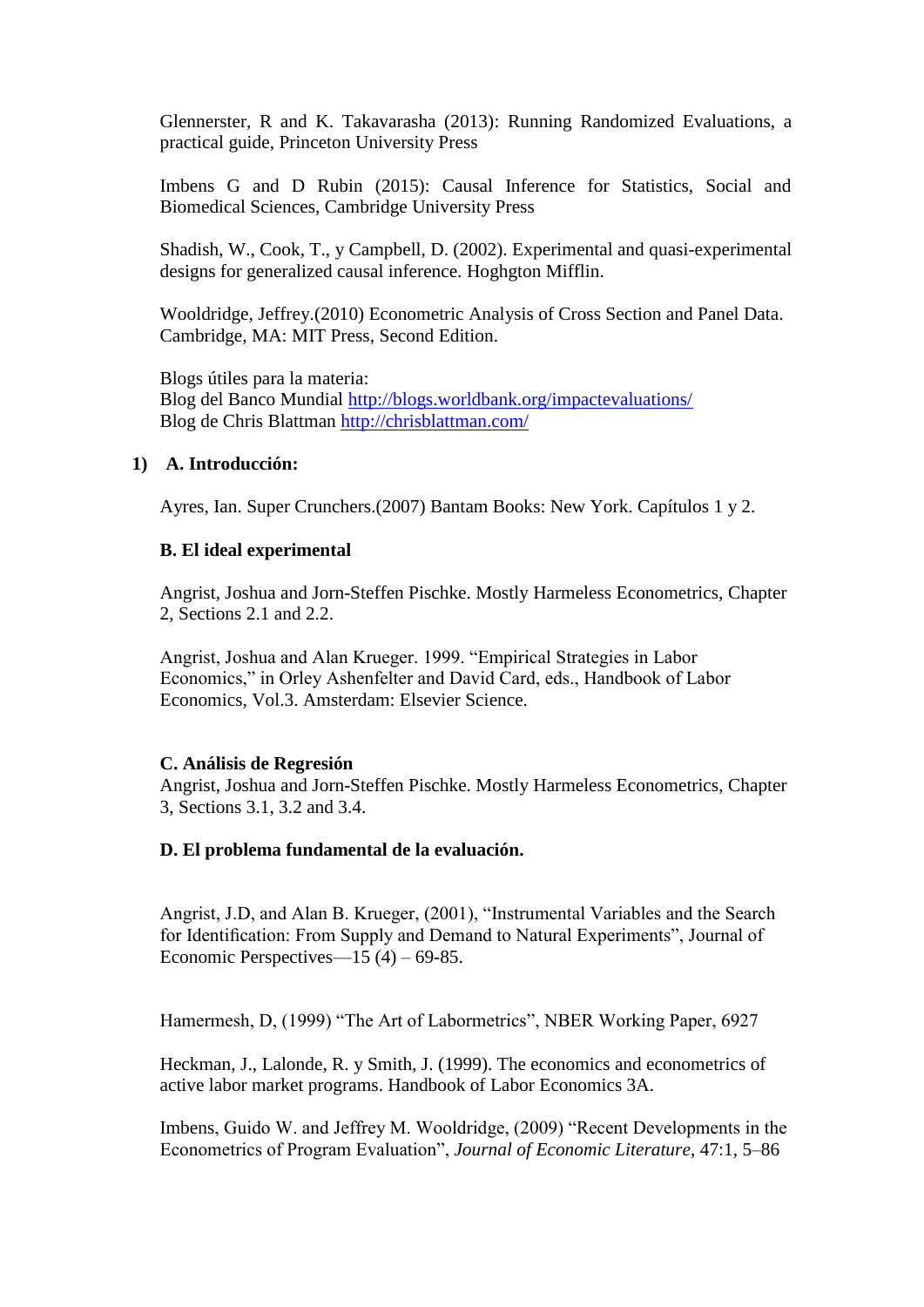Glennerster, R and K. Takavarasha (2013): Running Randomized Evaluations, a practical guide, Princeton University Press

Imbens G and D Rubin (2015): Causal Inference for Statistics, Social and Biomedical Sciences, Cambridge University Press

Shadish, W., Cook, T., y Campbell, D. (2002). Experimental and quasi-experimental designs for generalized causal inference. Hoghgton Mifflin.

Wooldridge, Jeffrey.(2010) Econometric Analysis of Cross Section and Panel Data. Cambridge, MA: MIT Press, Second Edition.

Blogs útiles para la materia:
Blog del Banco Mundial http://blogs.worldbank.org/impactevaluations/
Blog de Chris Blattman http://chrisblattman.com/

1) **A. Introducción:**

Ayres, Ian. Super Crunchers.(2007) Bantam Books: New York. Capítulos 1 y 2.

**B. El ideal experimental**

Angrist, Joshua and Jorn-Steffen Pischke. Mostly Harmeless Econometrics, Chapter 2, Sections 2.1 and 2.2.

Angrist, Joshua and Alan Krueger. 1999. "Empirical Strategies in Labor Economics," in Orley Ashenfelter and David Card, eds., Handbook of Labor Economics, Vol.3. Amsterdam: Elsevier Science.

**C. Análisis de Regresión**

Angrist, Joshua and Jorn-Steffen Pischke. Mostly Harmeless Econometrics, Chapter 3, Sections 3.1, 3.2 and 3.4.

**D. El problema fundamental de la evaluación.**

Angrist, J.D, and Alan B. Krueger, (2001), "Instrumental Variables and the Search for Identification: From Supply and Demand to Natural Experiments", Journal of Economic Perspectives—15 (4) – 69-85.

Hamermesh, D, (1999) "The Art of Labormetrics", NBER Working Paper, 6927

Heckman, J., Lalonde, R. y Smith, J. (1999). The economics and econometrics of active labor market programs. Handbook of Labor Economics 3A.

Imbens, Guido W. and Jeffrey M. Wooldridge, (2009) "Recent Developments in the Econometrics of Program Evaluation", *Journal of Economic Literature*, 47:1, 5–86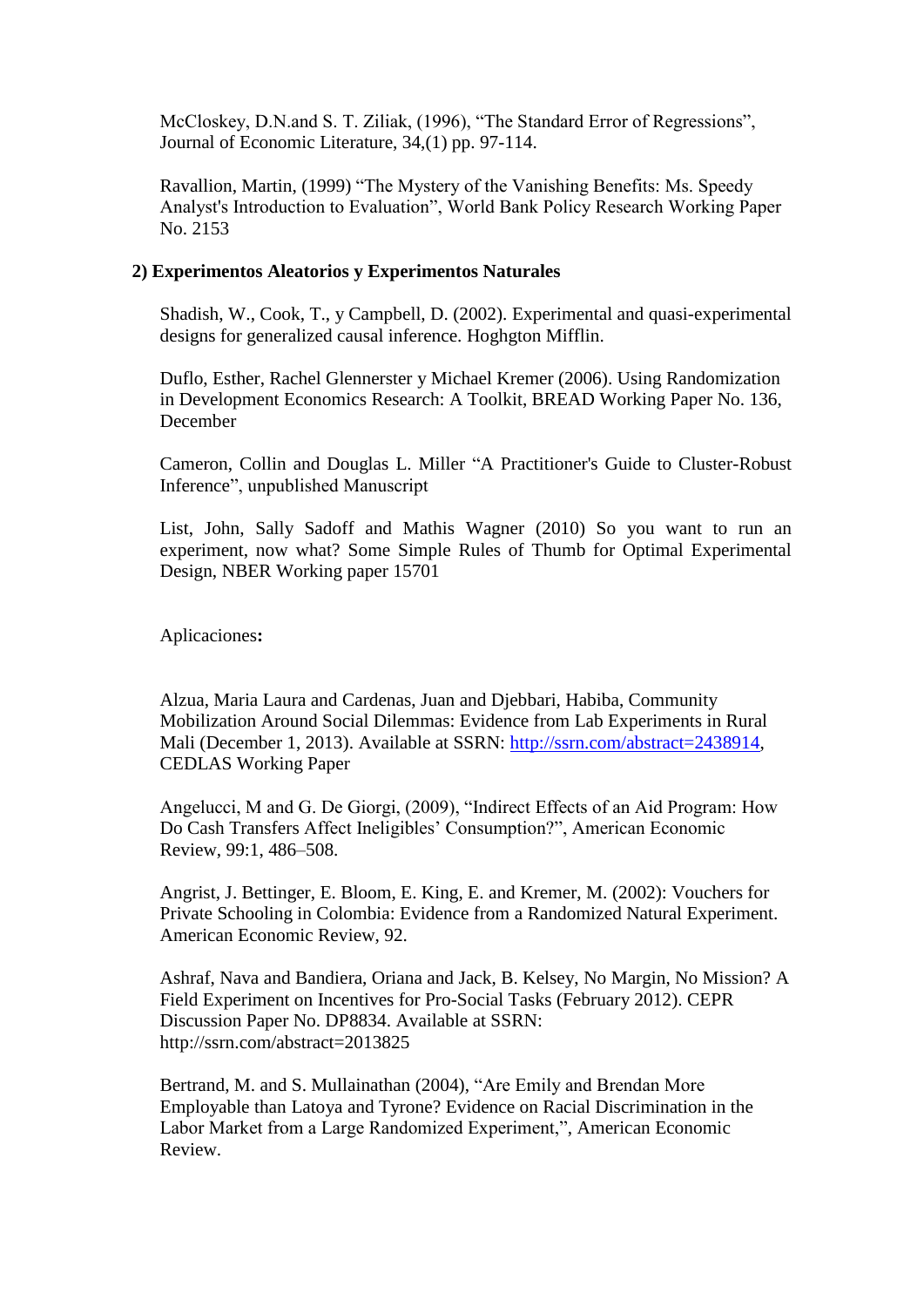McCloskey, D.N.and S. T. Ziliak, (1996), "The Standard Error of Regressions", Journal of Economic Literature, 34,(1) pp. 97-114.

Ravallion, Martin, (1999) "The Mystery of the Vanishing Benefits: Ms. Speedy Analyst's Introduction to Evaluation", World Bank Policy Research Working Paper No. 2153

**2) Experimentos Aleatorios y Experimentos Naturales**

Shadish, W., Cook, T., y Campbell, D. (2002). Experimental and quasi-experimental designs for generalized causal inference. Hoghgton Mifflin.

Duflo, Esther, Rachel Glennerster y Michael Kremer (2006). Using Randomization in Development Economics Research: A Toolkit, BREAD Working Paper No. 136, December

Cameron, Collin and Douglas L. Miller "A Practitioner's Guide to Cluster-Robust Inference", unpublished Manuscript

List, John, Sally Sadoff and Mathis Wagner (2010) So you want to run an experiment, now what? Some Simple Rules of Thumb for Optimal Experimental Design, NBER Working paper 15701

Aplicaciones**:**

Alzua, Maria Laura and Cardenas, Juan and Djebbari, Habiba, Community Mobilization Around Social Dilemmas: Evidence from Lab Experiments in Rural Mali (December 1, 2013). Available at SSRN: http://ssrn.com/abstract=2438914, CEDLAS Working Paper

Angelucci, M and G. De Giorgi, (2009), "Indirect Effects of an Aid Program: How Do Cash Transfers Affect Ineligibles' Consumption?", American Economic Review, 99:1, 486–508.

Angrist, J. Bettinger, E. Bloom, E. King, E. and Kremer, M. (2002): Vouchers for Private Schooling in Colombia: Evidence from a Randomized Natural Experiment. American Economic Review, 92.

Ashraf, Nava and Bandiera, Oriana and Jack, B. Kelsey, No Margin, No Mission? A Field Experiment on Incentives for Pro-Social Tasks (February 2012). CEPR Discussion Paper No. DP8834. Available at SSRN: http://ssrn.com/abstract=2013825

Bertrand, M. and S. Mullainathan (2004), "Are Emily and Brendan More Employable than Latoya and Tyrone? Evidence on Racial Discrimination in the Labor Market from a Large Randomized Experiment,", American Economic Review.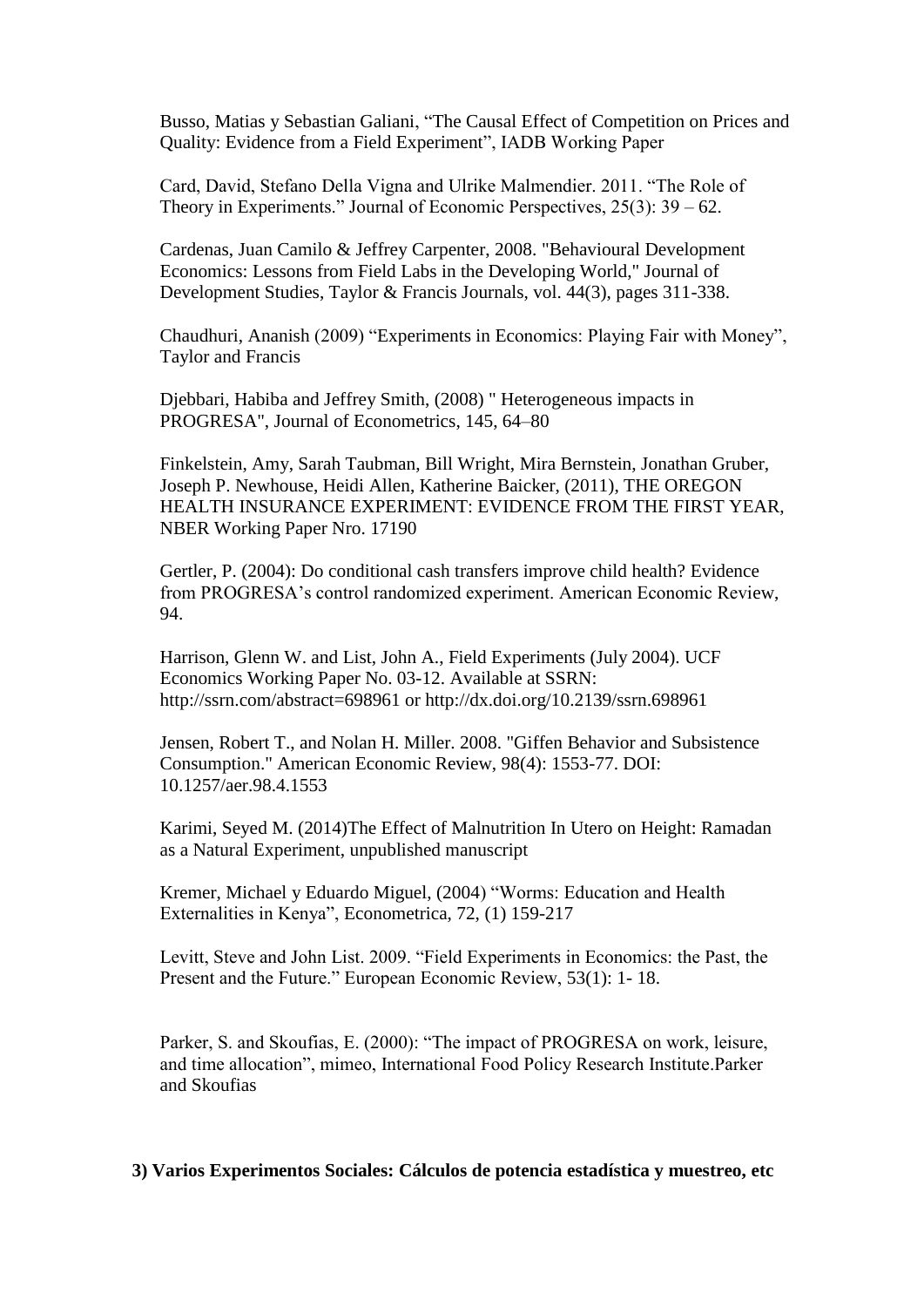Busso, Matias y Sebastian Galiani, “The Causal Effect of Competition on Prices and Quality: Evidence from a Field Experiment”, IADB Working Paper

Card, David, Stefano Della Vigna and Ulrike Malmendier. 2011. “The Role of Theory in Experiments.” Journal of Economic Perspectives, 25(3): 39 – 62.

Cardenas, Juan Camilo & Jeffrey Carpenter, 2008. "Behavioural Development Economics: Lessons from Field Labs in the Developing World," Journal of Development Studies, Taylor & Francis Journals, vol. 44(3), pages 311-338.

Chaudhuri, Ananish (2009) “Experiments in Economics: Playing Fair with Money”, Taylor and Francis

Djebbari, Habiba and Jeffrey Smith, (2008) " Heterogeneous impacts in PROGRESA", Journal of Econometrics, 145, 64–80

Finkelstein, Amy, Sarah Taubman, Bill Wright, Mira Bernstein, Jonathan Gruber, Joseph P. Newhouse, Heidi Allen, Katherine Baicker, (2011), THE OREGON HEALTH INSURANCE EXPERIMENT: EVIDENCE FROM THE FIRST YEAR, NBER Working Paper Nro. 17190

Gertler, P. (2004): Do conditional cash transfers improve child health? Evidence from PROGRESA’s control randomized experiment. American Economic Review, 94.

Harrison, Glenn W. and List, John A., Field Experiments (July 2004). UCF Economics Working Paper No. 03-12. Available at SSRN: http://ssrn.com/abstract=698961 or http://dx.doi.org/10.2139/ssrn.698961

Jensen, Robert T., and Nolan H. Miller. 2008. "Giffen Behavior and Subsistence Consumption." American Economic Review, 98(4): 1553-77. DOI: 10.1257/aer.98.4.1553

Karimi, Seyed M. (2014)The Effect of Malnutrition In Utero on Height: Ramadan as a Natural Experiment, unpublished manuscript

Kremer, Michael y Eduardo Miguel, (2004) “Worms: Education and Health Externalities in Kenya”, Econometrica, 72, (1) 159-217

Levitt, Steve and John List. 2009. “Field Experiments in Economics: the Past, the Present and the Future.” European Economic Review, 53(1): 1- 18.

Parker, S. and Skoufias, E. (2000): “The impact of PROGRESA on work, leisure, and time allocation”, mimeo, International Food Policy Research Institute.Parker and Skoufias

**3) Varios Experimentos Sociales: Cálculos de potencia estadística y muestreo, etc**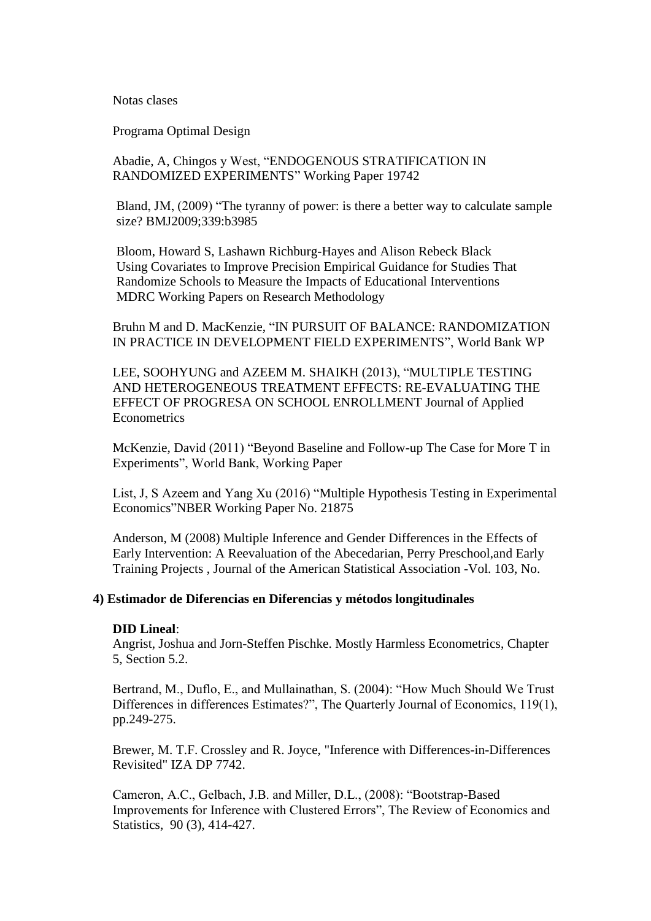Notas clases

Programa Optimal Design

Abadie, A, Chingos y West, "ENDOGENOUS STRATIFICATION IN RANDOMIZED EXPERIMENTS" Working Paper 19742

Bland, JM, (2009) "The tyranny of power: is there a better way to calculate sample size? BMJ2009;339:b3985

Bloom, Howard S, Lashawn Richburg-Hayes and Alison Rebeck Black
Using Covariates to Improve Precision Empirical Guidance for Studies That Randomize Schools to Measure the Impacts of Educational Interventions
MDRC Working Papers on Research Methodology

Bruhn M and D. MacKenzie, "IN PURSUIT OF BALANCE: RANDOMIZATION IN PRACTICE IN DEVELOPMENT FIELD EXPERIMENTS", World Bank WP

LEE, SOOHYUNG and AZEEM M. SHAIKH (2013), "MULTIPLE TESTING AND HETEROGENEOUS TREATMENT EFFECTS: RE-EVALUATING THE EFFECT OF PROGRESA ON SCHOOL ENROLLMENT Journal of Applied Econometrics

McKenzie, David (2011) "Beyond Baseline and Follow-up The Case for More T in Experiments", World Bank, Working Paper

List, J, S Azeem and Yang Xu (2016) "Multiple Hypothesis Testing in Experimental Economics"NBER Working Paper No. 21875

Anderson, M (2008) Multiple Inference and Gender Differences in the Effects of Early Intervention: A Reevaluation of the Abecedarian, Perry Preschool,and Early Training Projects , Journal of the American Statistical Association -Vol. 103, No.

### 4) Estimador de Diferencias en Diferencias y métodos longitudinales

**DID Lineal**:
Angrist, Joshua and Jorn-Steffen Pischke. Mostly Harmless Econometrics, Chapter 5, Section 5.2.

Bertrand, M., Duflo, E., and Mullainathan, S. (2004): "How Much Should We Trust Differences in differences Estimates?", The Quarterly Journal of Economics, 119(1), pp.249-275.

Brewer, M. T.F. Crossley and R. Joyce, "Inference with Differences-in-Differences Revisited" IZA DP 7742.

Cameron, A.C., Gelbach, J.B. and Miller, D.L., (2008): "Bootstrap-Based Improvements for Inference with Clustered Errors", The Review of Economics and Statistics, 90 (3), 414-427.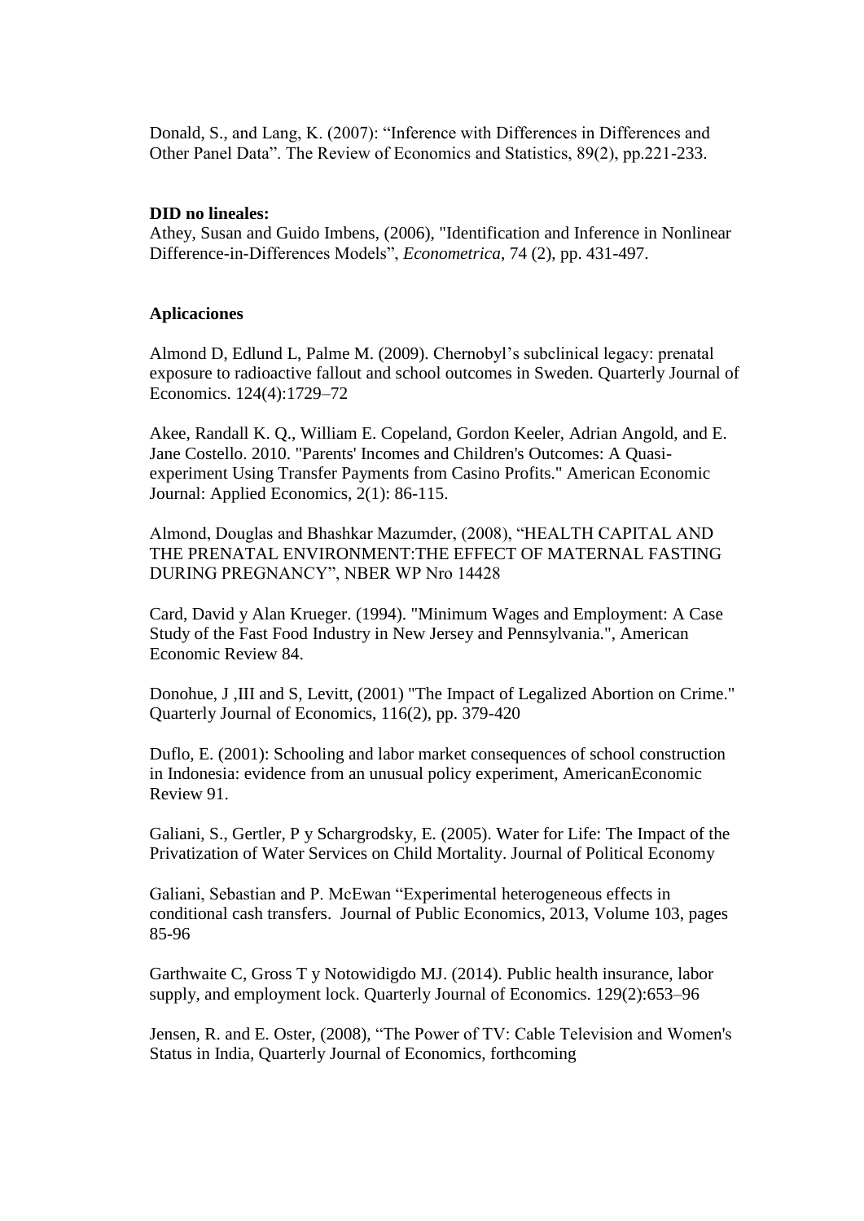Donald, S., and Lang, K. (2007): "Inference with Differences in Differences and Other Panel Data". The Review of Economics and Statistics, 89(2), pp.221-233.

**DID no lineales:**

Athey, Susan and Guido Imbens, (2006), "Identification and Inference in Nonlinear Difference-in-Differences Models", *Econometrica*, 74 (2), pp. 431-497.

**Aplicaciones**

Almond D, Edlund L, Palme M. (2009). Chernobyl's subclinical legacy: prenatal exposure to radioactive fallout and school outcomes in Sweden. Quarterly Journal of Economics. 124(4):1729–72

Akee, Randall K. Q., William E. Copeland, Gordon Keeler, Adrian Angold, and E. Jane Costello. 2010. "Parents' Incomes and Children's Outcomes: A Quasi-experiment Using Transfer Payments from Casino Profits." American Economic Journal: Applied Economics, 2(1): 86-115.

Almond, Douglas and Bhashkar Mazumder, (2008), "HEALTH CAPITAL AND THE PRENATAL ENVIRONMENT:THE EFFECT OF MATERNAL FASTING DURING PREGNANCY", NBER WP Nro 14428

Card, David y Alan Krueger. (1994). "Minimum Wages and Employment: A Case Study of the Fast Food Industry in New Jersey and Pennsylvania.", American Economic Review 84.

Donohue, J ,III and S, Levitt, (2001) "The Impact of Legalized Abortion on Crime." Quarterly Journal of Economics, 116(2), pp. 379-420

Duflo, E. (2001): Schooling and labor market consequences of school construction in Indonesia: evidence from an unusual policy experiment, AmericanEconomic Review 91.

Galiani, S., Gertler, P y Schargrodsky, E. (2005). Water for Life: The Impact of the Privatization of Water Services on Child Mortality. Journal of Political Economy

Galiani, Sebastian and P. McEwan "Experimental heterogeneous effects in conditional cash transfers. Journal of Public Economics, 2013, Volume 103, pages 85-96

Garthwaite C, Gross T y Notowidigdo MJ. (2014). Public health insurance, labor supply, and employment lock. Quarterly Journal of Economics. 129(2):653–96

Jensen, R. and E. Oster, (2008), "The Power of TV: Cable Television and Women's Status in India, Quarterly Journal of Economics, forthcoming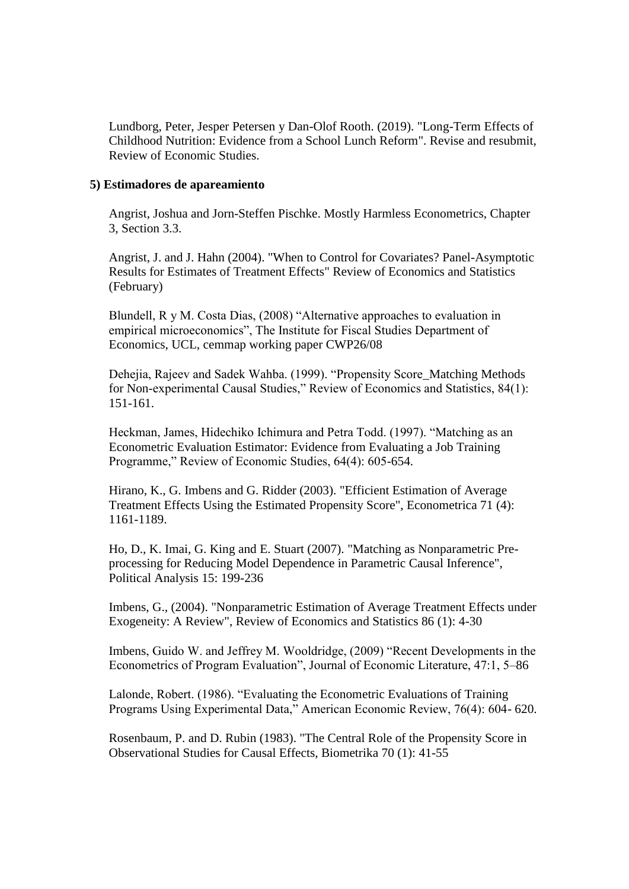Lundborg, Peter, Jesper Petersen y Dan-Olof Rooth. (2019). "Long-Term Effects of Childhood Nutrition: Evidence from a School Lunch Reform". Revise and resubmit, Review of Economic Studies.

**5) Estimadores de apareamiento**

Angrist, Joshua and Jorn-Steffen Pischke. Mostly Harmless Econometrics, Chapter 3, Section 3.3.

Angrist, J. and J. Hahn (2004). "When to Control for Covariates? Panel-Asymptotic Results for Estimates of Treatment Effects" Review of Economics and Statistics (February)

Blundell, R y M. Costa Dias, (2008) "Alternative approaches to evaluation in empirical microeconomics", The Institute for Fiscal Studies Department of Economics, UCL, cemmap working paper CWP26/08

Dehejia, Rajeev and Sadek Wahba. (1999). "Propensity Score_Matching Methods for Non-experimental Causal Studies," Review of Economics and Statistics, 84(1): 151-161.

Heckman, James, Hidechiko Ichimura and Petra Todd. (1997). "Matching as an Econometric Evaluation Estimator: Evidence from Evaluating a Job Training Programme," Review of Economic Studies, 64(4): 605-654.

Hirano, K., G. Imbens and G. Ridder (2003). "Efficient Estimation of Average Treatment Effects Using the Estimated Propensity Score", Econometrica 71 (4): 1161-1189.

Ho, D., K. Imai, G. King and E. Stuart (2007). "Matching as Nonparametric Pre-processing for Reducing Model Dependence in Parametric Causal Inference", Political Analysis 15: 199-236

Imbens, G., (2004). "Nonparametric Estimation of Average Treatment Effects under Exogeneity: A Review", Review of Economics and Statistics 86 (1): 4-30

Imbens, Guido W. and Jeffrey M. Wooldridge, (2009) "Recent Developments in the Econometrics of Program Evaluation", Journal of Economic Literature, 47:1, 5–86

Lalonde, Robert. (1986). "Evaluating the Econometric Evaluations of Training Programs Using Experimental Data," American Economic Review, 76(4): 604- 620.

Rosenbaum, P. and D. Rubin (1983). "The Central Role of the Propensity Score in Observational Studies for Causal Effects, Biometrika 70 (1): 41-55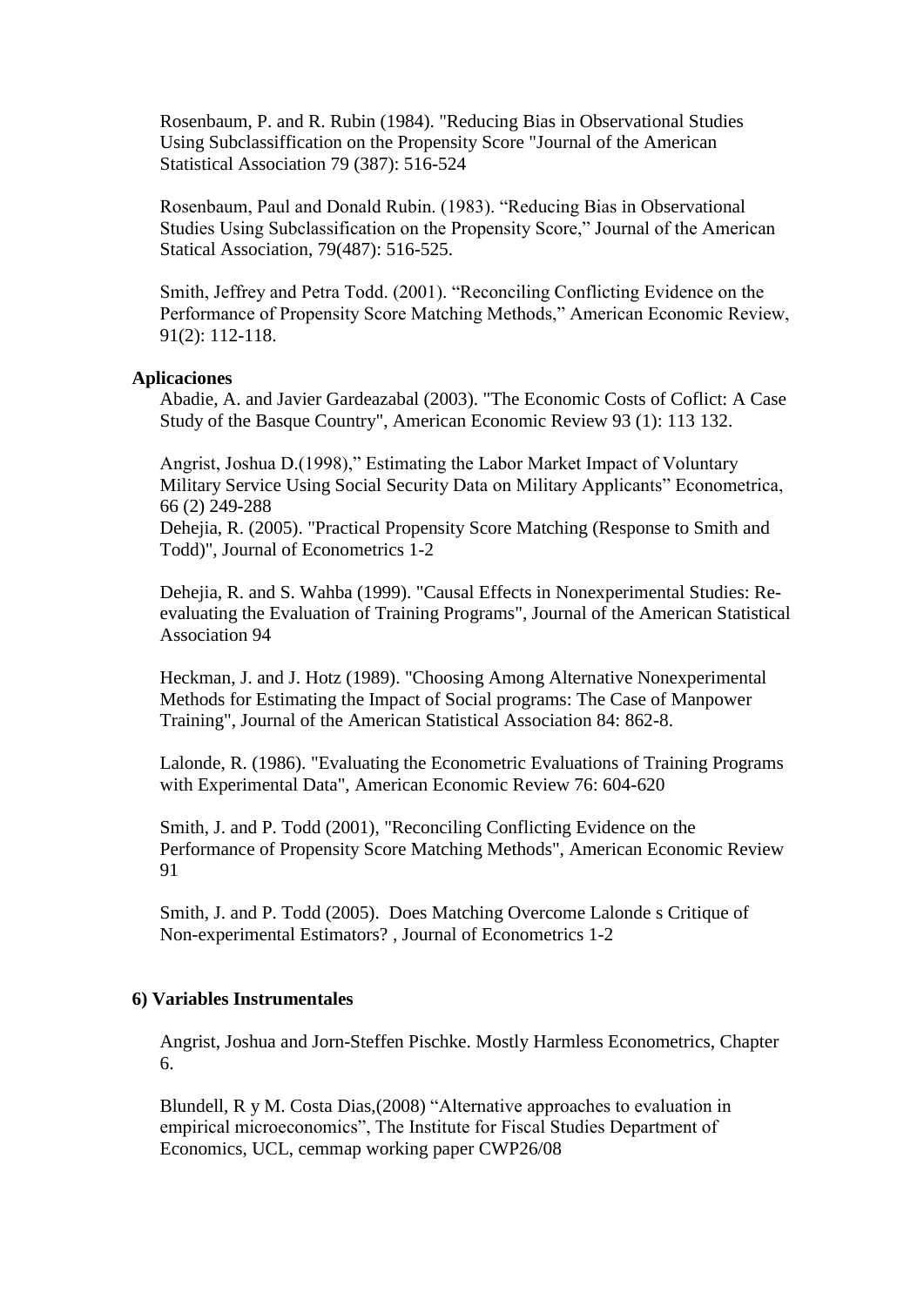Rosenbaum, P. and R. Rubin (1984). "Reducing Bias in Observational Studies Using Subclassiffication on the Propensity Score "Journal of the American Statistical Association 79 (387): 516-524

Rosenbaum, Paul and Donald Rubin. (1983). "Reducing Bias in Observational Studies Using Subclassification on the Propensity Score," Journal of the American Statical Association, 79(487): 516-525.

Smith, Jeffrey and Petra Todd. (2001). "Reconciling Conflicting Evidence on the Performance of Propensity Score Matching Methods," American Economic Review, 91(2): 112-118.

**Aplicaciones**

Abadie, A. and Javier Gardeazabal (2003). "The Economic Costs of Coflict: A Case Study of the Basque Country", American Economic Review 93 (1): 113 132.

Angrist, Joshua D.(1998)," Estimating the Labor Market Impact of Voluntary Military Service Using Social Security Data on Military Applicants" Econometrica, 66 (2) 249-288

Dehejia, R. (2005). "Practical Propensity Score Matching (Response to Smith and Todd)", Journal of Econometrics 1-2

Dehejia, R. and S. Wahba (1999). "Causal Effects in Nonexperimental Studies: Re-evaluating the Evaluation of Training Programs", Journal of the American Statistical Association 94

Heckman, J. and J. Hotz (1989). "Choosing Among Alternative Nonexperimental Methods for Estimating the Impact of Social programs: The Case of Manpower Training", Journal of the American Statistical Association 84: 862-8.

Lalonde, R. (1986). "Evaluating the Econometric Evaluations of Training Programs with Experimental Data", American Economic Review 76: 604-620

Smith, J. and P. Todd (2001), "Reconciling Conflicting Evidence on the Performance of Propensity Score Matching Methods", American Economic Review 91

Smith, J. and P. Todd (2005). Does Matching Overcome Lalonde s Critique of Non-experimental Estimators? , Journal of Econometrics 1-2

**6) Variables Instrumentales**

Angrist, Joshua and Jorn-Steffen Pischke. Mostly Harmless Econometrics, Chapter 6.

Blundell, R y M. Costa Dias,(2008) "Alternative approaches to evaluation in empirical microeconomics", The Institute for Fiscal Studies Department of Economics, UCL, cemmap working paper CWP26/08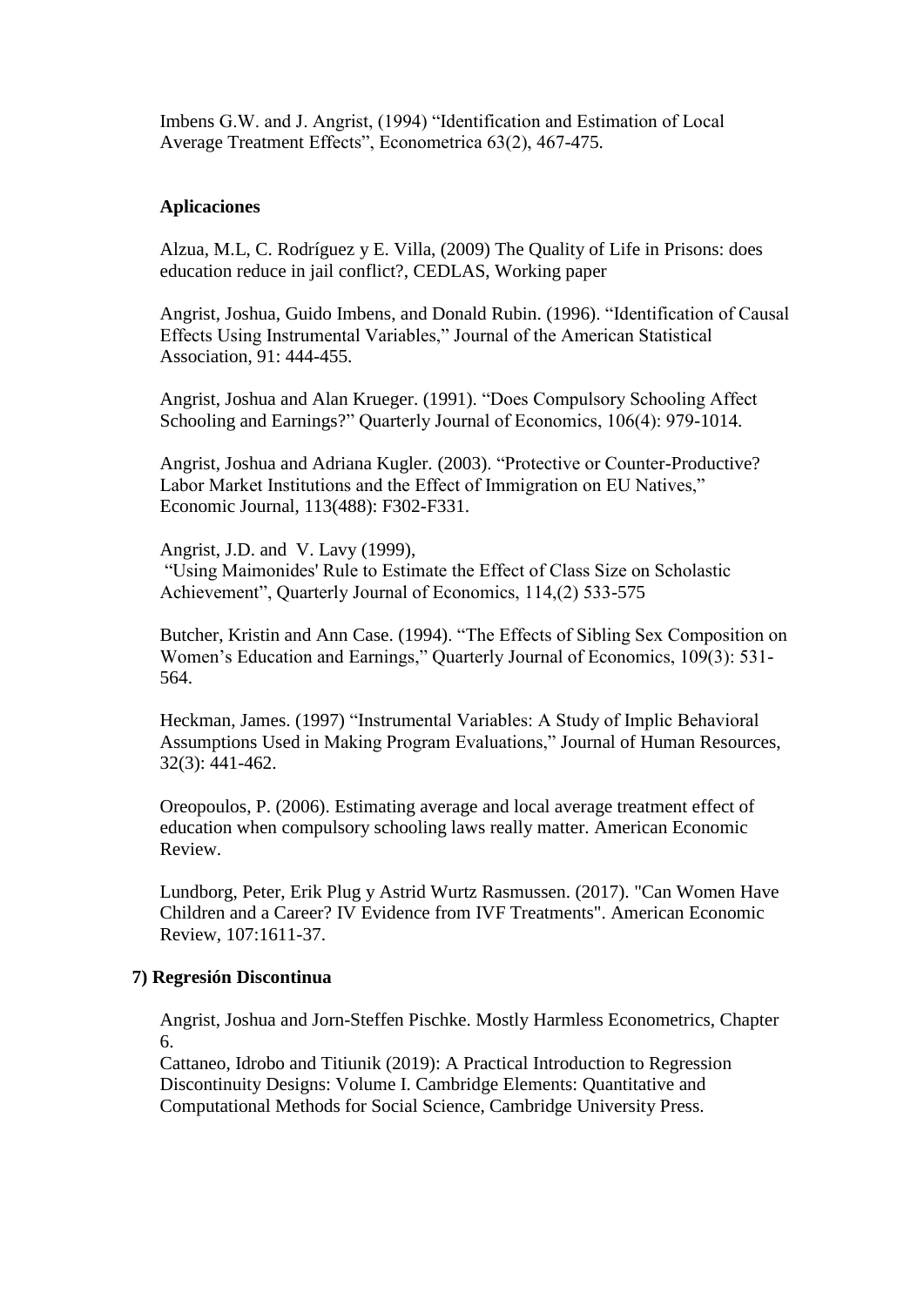Imbens G.W. and J. Angrist, (1994) “Identification and Estimation of Local Average Treatment Effects”, Econometrica 63(2), 467-475.

### Aplicaciones

Alzua, M.L, C. Rodríguez y E. Villa, (2009) The Quality of Life in Prisons: does education reduce in jail conflict?, CEDLAS, Working paper

Angrist, Joshua, Guido Imbens, and Donald Rubin. (1996). “Identification of Causal Effects Using Instrumental Variables,” Journal of the American Statistical Association, 91: 444-455.

Angrist, Joshua and Alan Krueger. (1991). “Does Compulsory Schooling Affect Schooling and Earnings?” Quarterly Journal of Economics, 106(4): 979-1014.

Angrist, Joshua and Adriana Kugler. (2003). “Protective or Counter-Productive? Labor Market Institutions and the Effect of Immigration on EU Natives,” Economic Journal, 113(488): F302-F331.

Angrist, J.D. and V. Lavy (1999),
“Using Maimonides' Rule to Estimate the Effect of Class Size on Scholastic Achievement”, Quarterly Journal of Economics, 114,(2) 533-575

Butcher, Kristin and Ann Case. (1994). “The Effects of Sibling Sex Composition on Women’s Education and Earnings,” Quarterly Journal of Economics, 109(3): 531-564.

Heckman, James. (1997) “Instrumental Variables: A Study of Implic Behavioral Assumptions Used in Making Program Evaluations,” Journal of Human Resources, 32(3): 441-462.

Oreopoulos, P. (2006). Estimating average and local average treatment effect of education when compulsory schooling laws really matter. American Economic Review.

Lundborg, Peter, Erik Plug y Astrid Wurtz Rasmussen. (2017). "Can Women Have Children and a Career? IV Evidence from IVF Treatments". American Economic Review, 107:1611-37.

### 7) Regresión Discontinua

Angrist, Joshua and Jorn-Steffen Pischke. Mostly Harmless Econometrics, Chapter 6.
Cattaneo, Idrobo and Titiunik (2019): A Practical Introduction to Regression Discontinuity Designs: Volume I. Cambridge Elements: Quantitative and Computational Methods for Social Science, Cambridge University Press.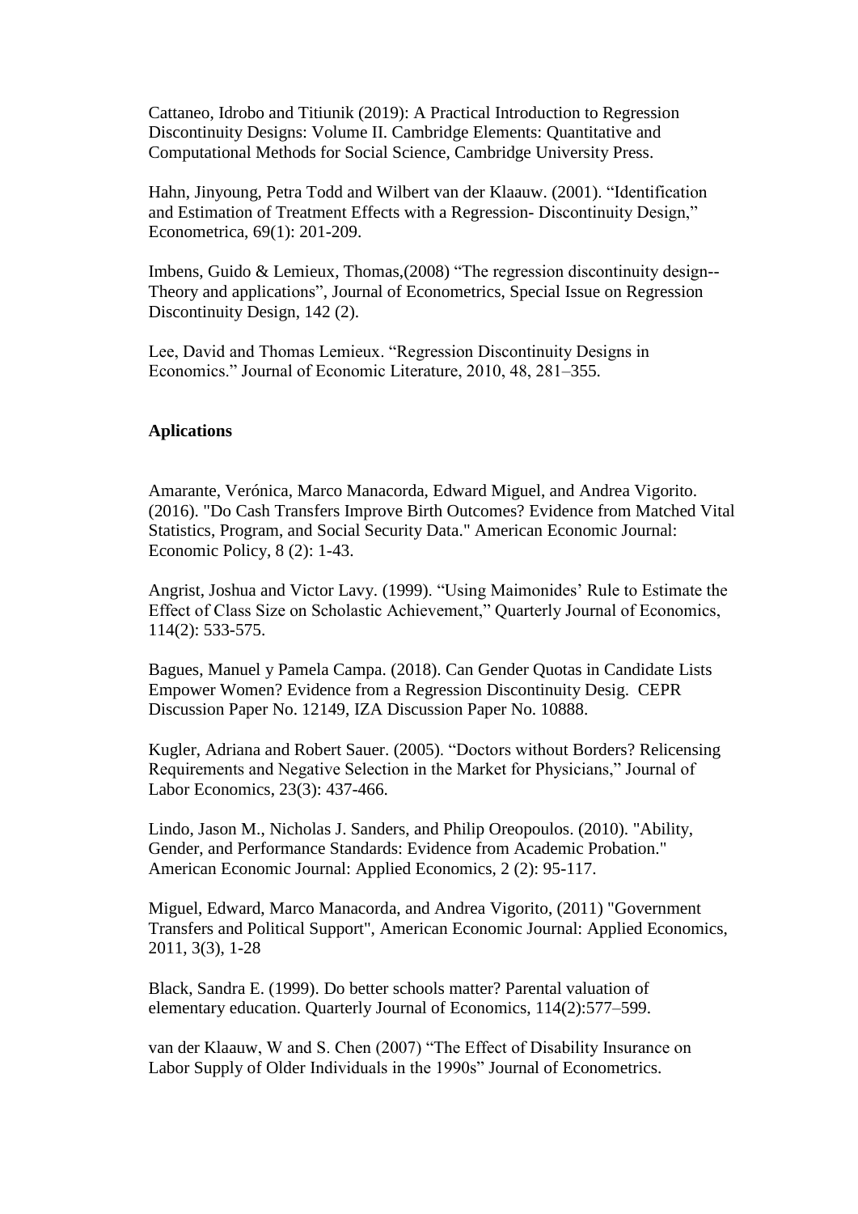Cattaneo, Idrobo and Titiunik (2019): A Practical Introduction to Regression Discontinuity Designs: Volume II. Cambridge Elements: Quantitative and Computational Methods for Social Science, Cambridge University Press.

Hahn, Jinyoung, Petra Todd and Wilbert van der Klaauw. (2001). "Identification and Estimation of Treatment Effects with a Regression- Discontinuity Design," Econometrica, 69(1): 201-209.

Imbens, Guido & Lemieux, Thomas,(2008) "The regression discontinuity design--Theory and applications", Journal of Econometrics, Special Issue on Regression Discontinuity Design, 142 (2).

Lee, David and Thomas Lemieux. "Regression Discontinuity Designs in Economics." Journal of Economic Literature, 2010, 48, 281–355.

**Aplications**

Amarante, Verónica, Marco Manacorda, Edward Miguel, and Andrea Vigorito. (2016). "Do Cash Transfers Improve Birth Outcomes? Evidence from Matched Vital Statistics, Program, and Social Security Data." American Economic Journal: Economic Policy, 8 (2): 1-43.

Angrist, Joshua and Victor Lavy. (1999). "Using Maimonides' Rule to Estimate the Effect of Class Size on Scholastic Achievement," Quarterly Journal of Economics, 114(2): 533-575.

Bagues, Manuel y Pamela Campa. (2018). Can Gender Quotas in Candidate Lists Empower Women? Evidence from a Regression Discontinuity Desig. CEPR Discussion Paper No. 12149, IZA Discussion Paper No. 10888.

Kugler, Adriana and Robert Sauer. (2005). "Doctors without Borders? Relicensing Requirements and Negative Selection in the Market for Physicians," Journal of Labor Economics, 23(3): 437-466.

Lindo, Jason M., Nicholas J. Sanders, and Philip Oreopoulos. (2010). "Ability, Gender, and Performance Standards: Evidence from Academic Probation." American Economic Journal: Applied Economics, 2 (2): 95-117.

Miguel, Edward, Marco Manacorda, and Andrea Vigorito, (2011) "Government Transfers and Political Support", American Economic Journal: Applied Economics, 2011, 3(3), 1-28

Black, Sandra E. (1999). Do better schools matter? Parental valuation of elementary education. Quarterly Journal of Economics, 114(2):577–599.

van der Klaauw, W and S. Chen (2007) "The Effect of Disability Insurance on Labor Supply of Older Individuals in the 1990s" Journal of Econometrics.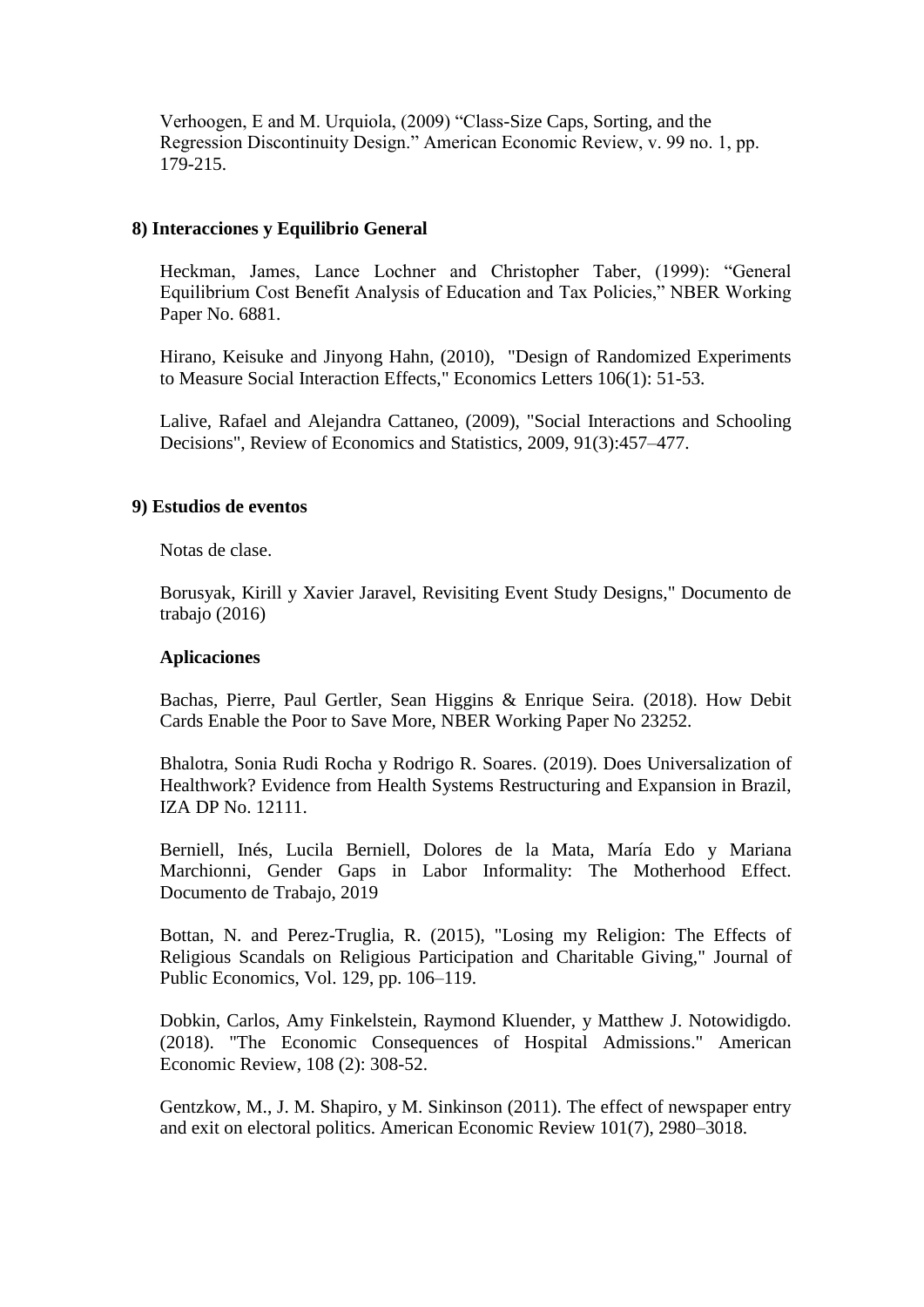Verhoogen, E and M. Urquiola, (2009) “Class-Size Caps, Sorting, and the Regression Discontinuity Design.” American Economic Review, v. 99 no. 1, pp. 179-215.

**8) Interacciones y Equilibrio General**

Heckman, James, Lance Lochner and Christopher Taber, (1999): “General Equilibrium Cost Benefit Analysis of Education and Tax Policies,” NBER Working Paper No. 6881.

Hirano, Keisuke and Jinyong Hahn, (2010), "Design of Randomized Experiments to Measure Social Interaction Effects," Economics Letters 106(1): 51-53.

Lalive, Rafael and Alejandra Cattaneo, (2009), "Social Interactions and Schooling Decisions", Review of Economics and Statistics, 2009, 91(3):457–477.

**9) Estudios de eventos**

Notas de clase.

Borusyak, Kirill y Xavier Jaravel, Revisiting Event Study Designs," Documento de trabajo (2016)

**Aplicaciones**

Bachas, Pierre, Paul Gertler, Sean Higgins & Enrique Seira. (2018). How Debit Cards Enable the Poor to Save More, NBER Working Paper No 23252.

Bhalotra, Sonia Rudi Rocha y Rodrigo R. Soares. (2019). Does Universalization of Healthwork? Evidence from Health Systems Restructuring and Expansion in Brazil, IZA DP No. 12111.

Berniell, Inés, Lucila Berniell, Dolores de la Mata, María Edo y Mariana Marchionni, Gender Gaps in Labor Informality: The Motherhood Effect. Documento de Trabajo, 2019

Bottan, N. and Perez-Truglia, R. (2015), "Losing my Religion: The Effects of Religious Scandals on Religious Participation and Charitable Giving," Journal of Public Economics, Vol. 129, pp. 106–119.

Dobkin, Carlos, Amy Finkelstein, Raymond Kluender, y Matthew J. Notowidigdo. (2018). "The Economic Consequences of Hospital Admissions." American Economic Review, 108 (2): 308-52.

Gentzkow, M., J. M. Shapiro, y M. Sinkinson (2011). The effect of newspaper entry and exit on electoral politics. American Economic Review 101(7), 2980–3018.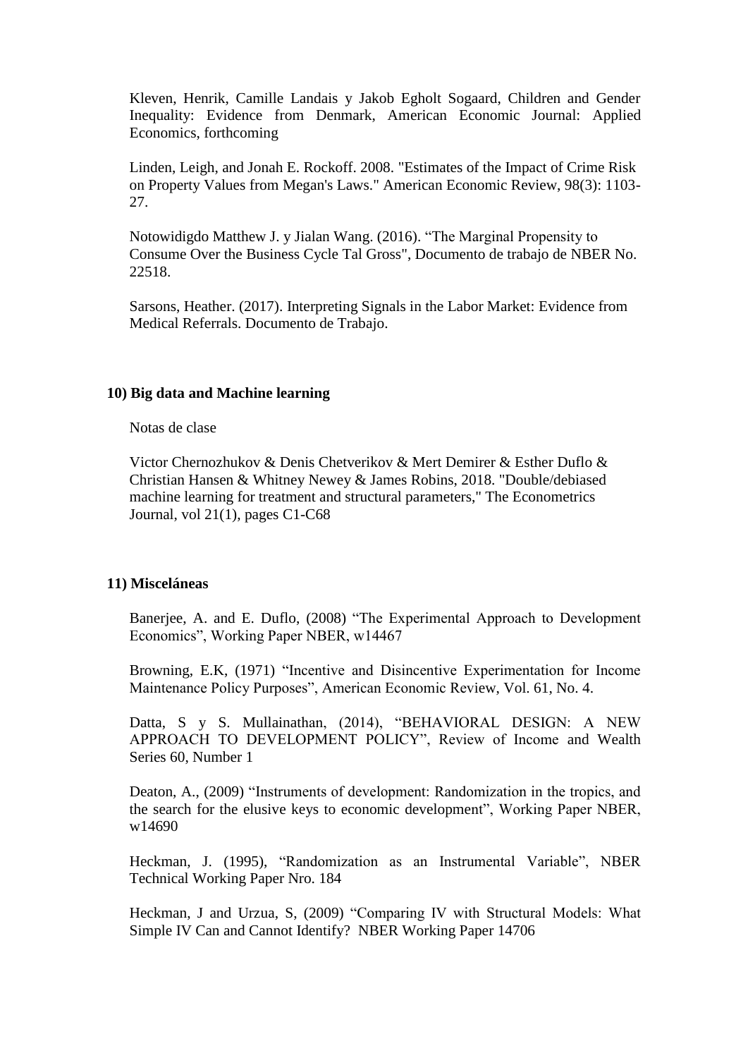Kleven, Henrik, Camille Landais y Jakob Egholt Sogaard, Children and Gender Inequality: Evidence from Denmark, American Economic Journal: Applied Economics, forthcoming

Linden, Leigh, and Jonah E. Rockoff. 2008. "Estimates of the Impact of Crime Risk on Property Values from Megan's Laws." American Economic Review, 98(3): 1103-27.

Notowidigdo Matthew J. y Jialan Wang. (2016). "The Marginal Propensity to Consume Over the Business Cycle Tal Gross", Documento de trabajo de NBER No. 22518.

Sarsons, Heather. (2017). Interpreting Signals in the Labor Market: Evidence from Medical Referrals. Documento de Trabajo.

### 10) Big data and Machine learning

Notas de clase

Victor Chernozhukov & Denis Chetverikov & Mert Demirer & Esther Duflo & Christian Hansen & Whitney Newey & James Robins, 2018. "Double/debiased machine learning for treatment and structural parameters," The Econometrics Journal, vol 21(1), pages C1-C68

### 11) Misceláneas

Banerjee, A. and E. Duflo, (2008) "The Experimental Approach to Development Economics", Working Paper NBER, w14467

Browning, E.K, (1971) "Incentive and Disincentive Experimentation for Income Maintenance Policy Purposes", American Economic Review, Vol. 61, No. 4.

Datta, S y S. Mullainathan, (2014), "BEHAVIORAL DESIGN: A NEW APPROACH TO DEVELOPMENT POLICY", Review of Income and Wealth Series 60, Number 1

Deaton, A., (2009) "Instruments of development: Randomization in the tropics, and the search for the elusive keys to economic development", Working Paper NBER, w14690

Heckman, J. (1995), "Randomization as an Instrumental Variable", NBER Technical Working Paper Nro. 184

Heckman, J and Urzua, S, (2009) "Comparing IV with Structural Models: What Simple IV Can and Cannot Identify? NBER Working Paper 14706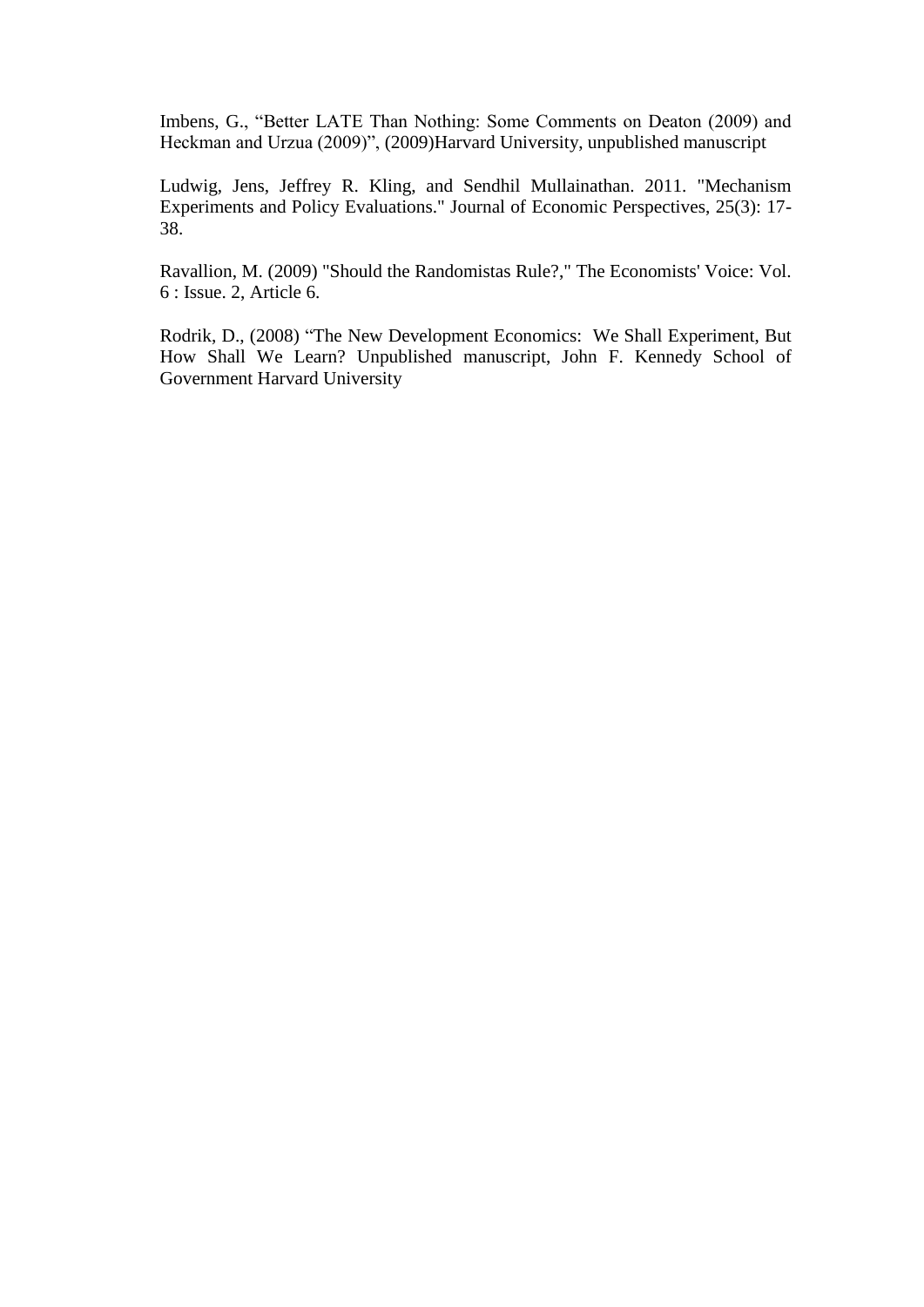Imbens, G., “Better LATE Than Nothing: Some Comments on Deaton (2009) and Heckman and Urzua (2009)”, (2009)Harvard University, unpublished manuscript

Ludwig, Jens, Jeffrey R. Kling, and Sendhil Mullainathan. 2011. "Mechanism Experiments and Policy Evaluations." Journal of Economic Perspectives, 25(3): 17-38.

Ravallion, M. (2009) "Should the Randomistas Rule?," The Economists' Voice: Vol. 6 : Issue. 2, Article 6.

Rodrik, D., (2008) “The New Development Economics: We Shall Experiment, But How Shall We Learn? Unpublished manuscript, John F. Kennedy School of Government Harvard University